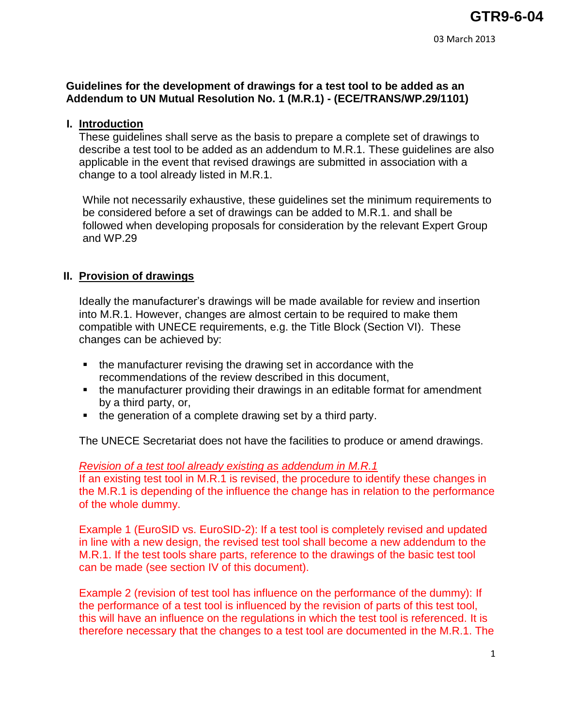**GTR9-6-04**

03 March 2013

**Guidelines for the development of drawings for a test tool to be added as an Addendum to UN Mutual Resolution No. 1 (M.R.1) - (ECE/TRANS/WP.29/1101)**

## I. Introduction

These guidelines shall serve as the basis to prepare a complete set of drawings to describe a test tool to be added as an addendum to M.R.1. These guidelines are also applicable in the event that revised drawings are submitted in association with a change to a tool already listed in M.R.1.

While not necessarily exhaustive, these guidelines set the minimum requirements to be considered before a set of drawings can be added to M.R.1. and shall be followed when developing proposals for consideration by the relevant Expert Group and WP.29

## II. Provision of drawings

Ideally the manufacturer's drawings will be made available for review and insertion into M.R.1. However, changes are almost certain to be required to make them compatible with UNECE requirements, e.g. the Title Block (Section VI). These changes can be achieved by:

- the manufacturer revising the drawing set in accordance with the recommendations of the review described in this document,
- the manufacturer providing their drawings in an editable format for amendment by a third party, or,
- the generation of a complete drawing set by a third party.

The UNECE Secretariat does not have the facilities to produce or amend drawings.

*Revision of a test tool already existing as addendum in M.R.1*

If an existing test tool in M.R.1 is revised, the procedure to identify these changes in the M.R.1 is depending of the influence the change has in relation to the performance of the whole dummy.

Example 1 (EuroSID vs. EuroSID-2): If a test tool is completely revised and updated in line with a new design, the revised test tool shall become a new addendum to the M.R.1. If the test tools share parts, reference to the drawings of the basic test tool can be made (see section IV of this document).

Example 2 (revision of test tool has influence on the performance of the dummy): If the performance of a test tool is influenced by the revision of parts of this test tool, this will have an influence on the regulations in which the test tool is referenced. It is therefore necessary that the changes to a test tool are documented in the M.R.1. The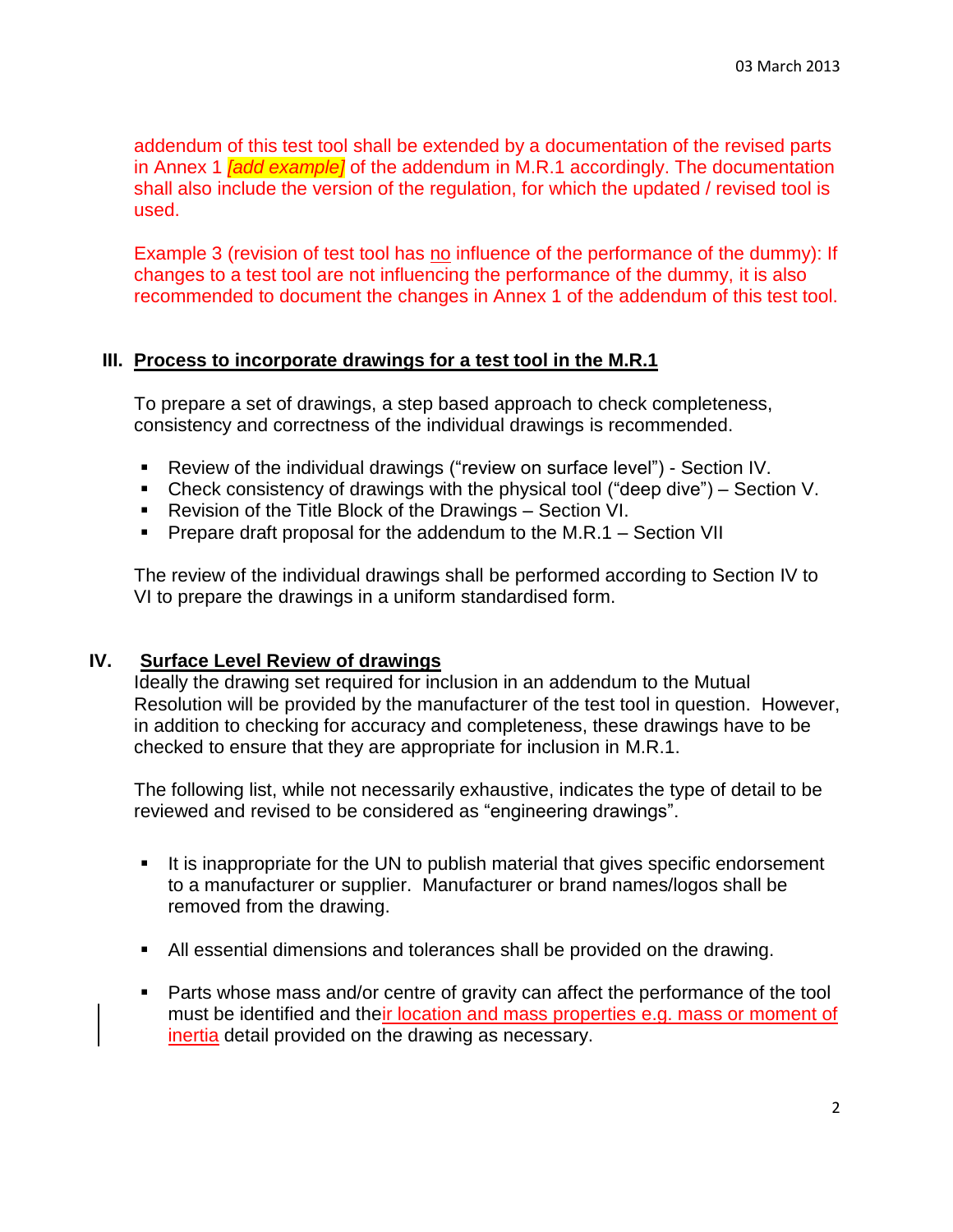addendum of this test tool shall be extended by a documentation of the revised parts in Annex 1 *[add example]* of the addendum in M.R.1 accordingly. The documentation shall also include the version of the regulation, for which the updated / revised tool is used.

Example 3 (revision of test tool has no influence of the performance of the dummy): If changes to a test tool are not influencing the performance of the dummy, it is also recommended to document the changes in Annex 1 of the addendum of this test tool.

## III. Process to incorporate drawings for a test tool in the M.R.1

To prepare a set of drawings, a step based approach to check completeness, consistency and correctness of the individual drawings is recommended.

- Review of the individual drawings ("review on surface level") - Section IV.
- Check consistency of drawings with the physical tool ("deep dive") – Section V.
- Revision of the Title Block of the Drawings – Section VI.
- Prepare draft proposal for the addendum to the M.R.1 – Section VII

The review of the individual drawings shall be performed according to Section IV to VI to prepare the drawings in a uniform standardised form.

## IV. Surface Level Review of drawings

Ideally the drawing set required for inclusion in an addendum to the Mutual Resolution will be provided by the manufacturer of the test tool in question. However, in addition to checking for accuracy and completeness, these drawings have to be checked to ensure that they are appropriate for inclusion in M.R.1.

The following list, while not necessarily exhaustive, indicates the type of detail to be reviewed and revised to be considered as "engineering drawings".

- It is inappropriate for the UN to publish material that gives specific endorsement to a manufacturer or supplier. Manufacturer or brand names/logos shall be removed from the drawing.

- All essential dimensions and tolerances shall be provided on the drawing.

- Parts whose mass and/or centre of gravity can affect the performance of the tool must be identified and their location and mass properties e.g. mass or moment of inertia detail provided on the drawing as necessary.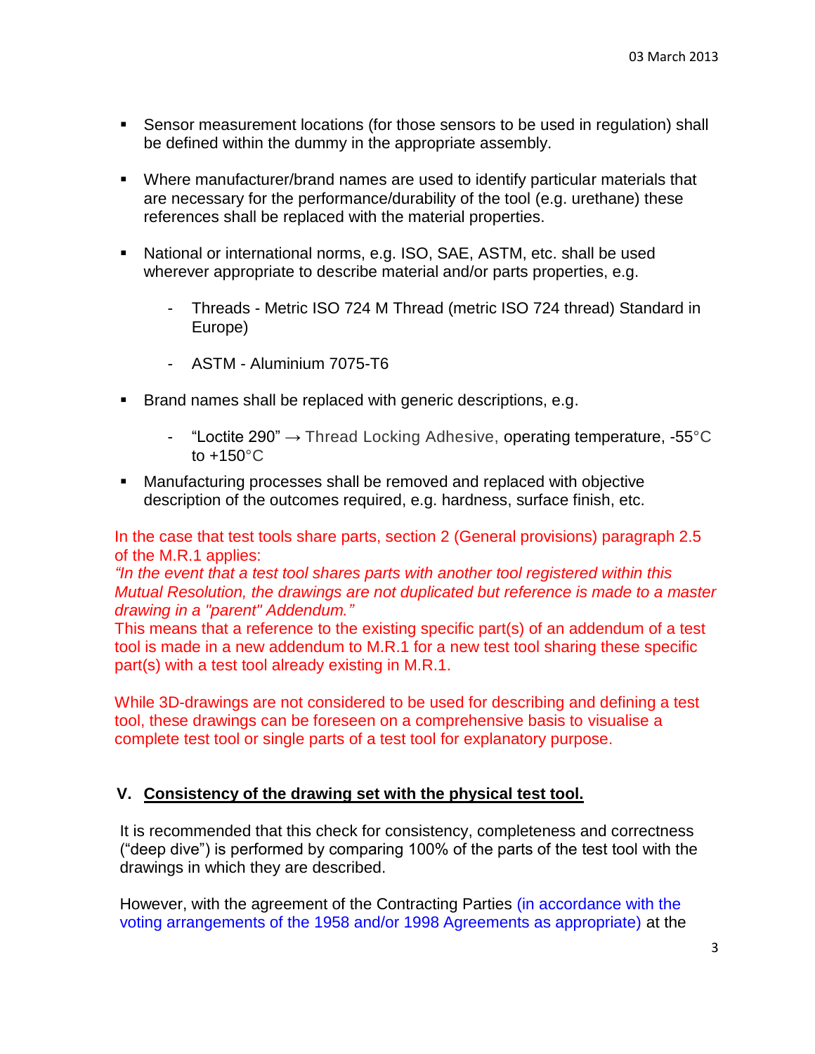- Sensor measurement locations (for those sensors to be used in regulation) shall be defined within the dummy in the appropriate assembly.

- Where manufacturer/brand names are used to identify particular materials that are necessary for the performance/durability of the tool (e.g. urethane) these references shall be replaced with the material properties.

- National or international norms, e.g. ISO, SAE, ASTM, etc. shall be used wherever appropriate to describe material and/or parts properties, e.g.

  - Threads - Metric ISO 724 M Thread (metric ISO 724 thread) Standard in Europe)

  - ASTM - Aluminium 7075-T6

- Brand names shall be replaced with generic descriptions, e.g.

  - "Loctite 290" → Thread Locking Adhesive, operating temperature, -55°C to +150°C

- Manufacturing processes shall be removed and replaced with objective description of the outcomes required, e.g. hardness, surface finish, etc.

In the case that test tools share parts, section 2 (General provisions) paragraph 2.5 of the M.R.1 applies:
*"In the event that a test tool shares parts with another tool registered within this Mutual Resolution, the drawings are not duplicated but reference is made to a master drawing in a "parent" Addendum."*
This means that a reference to the existing specific part(s) of an addendum of a test tool is made in a new addendum to M.R.1 for a new test tool sharing these specific part(s) with a test tool already existing in M.R.1.

While 3D-drawings are not considered to be used for describing and defining a test tool, these drawings can be foreseen on a comprehensive basis to visualise a complete test tool or single parts of a test tool for explanatory purpose.

## V. Consistency of the drawing set with the physical test tool.

It is recommended that this check for consistency, completeness and correctness ("deep dive") is performed by comparing 100% of the parts of the test tool with the drawings in which they are described.

However, with the agreement of the Contracting Parties (in accordance with the voting arrangements of the 1958 and/or 1998 Agreements as appropriate) at the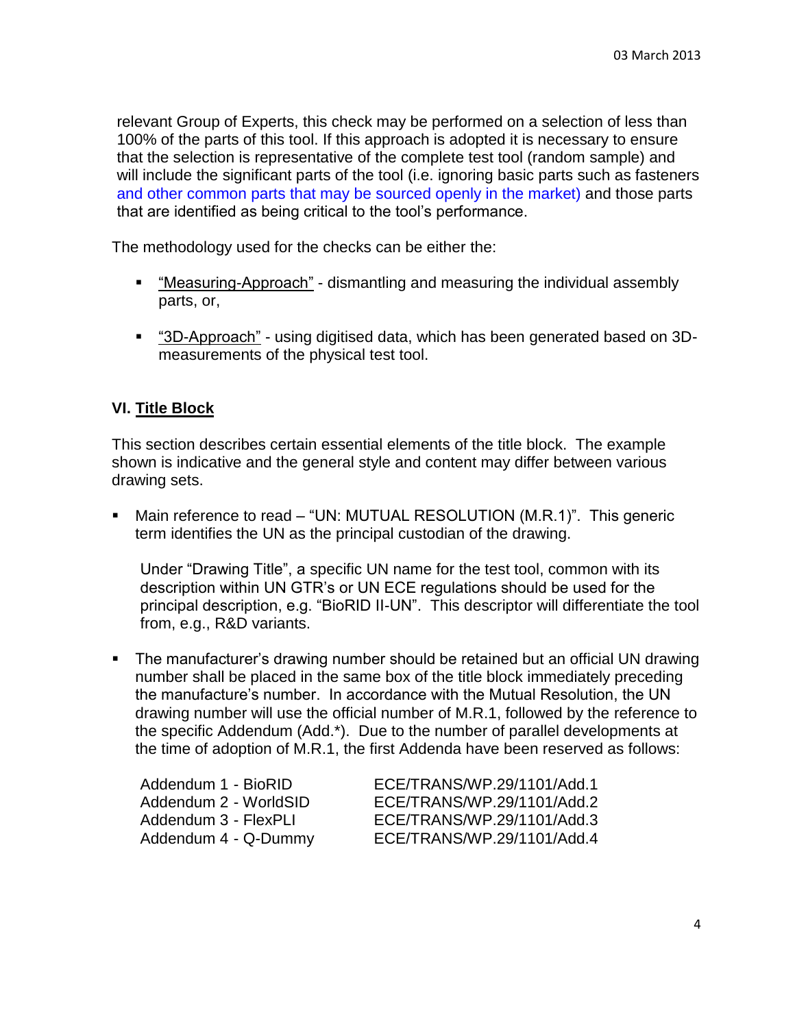relevant Group of Experts, this check may be performed on a selection of less than 100% of the parts of this tool. If this approach is adopted it is necessary to ensure that the selection is representative of the complete test tool (random sample) and will include the significant parts of the tool (i.e. ignoring basic parts such as fasteners and other common parts that may be sourced openly in the market) and those parts that are identified as being critical to the tool's performance.

The methodology used for the checks can be either the:

- "Measuring-Approach" - dismantling and measuring the individual assembly parts, or,

- "3D-Approach" - using digitised data, which has been generated based on 3D-measurements of the physical test tool.

## VI. Title Block

This section describes certain essential elements of the title block. The example shown is indicative and the general style and content may differ between various drawing sets.

- Main reference to read – "UN: MUTUAL RESOLUTION (M.R.1)". This generic term identifies the UN as the principal custodian of the drawing.

  Under "Drawing Title", a specific UN name for the test tool, common with its description within UN GTR's or UN ECE regulations should be used for the principal description, e.g. "BioRID II-UN". This descriptor will differentiate the tool from, e.g., R&D variants.

- The manufacturer's drawing number should be retained but an official UN drawing number shall be placed in the same box of the title block immediately preceding the manufacture's number. In accordance with the Mutual Resolution, the UN drawing number will use the official number of M.R.1, followed by the reference to the specific Addendum (Add.*). Due to the number of parallel developments at the time of adoption of M.R.1, the first Addenda have been reserved as follows:

| | |
|---|---|
| Addendum 1 - BioRID | ECE/TRANS/WP.29/1101/Add.1 |
| Addendum 2 - WorldSID | ECE/TRANS/WP.29/1101/Add.2 |
| Addendum 3 - FlexPLI | ECE/TRANS/WP.29/1101/Add.3 |
| Addendum 4 - Q-Dummy | ECE/TRANS/WP.29/1101/Add.4 |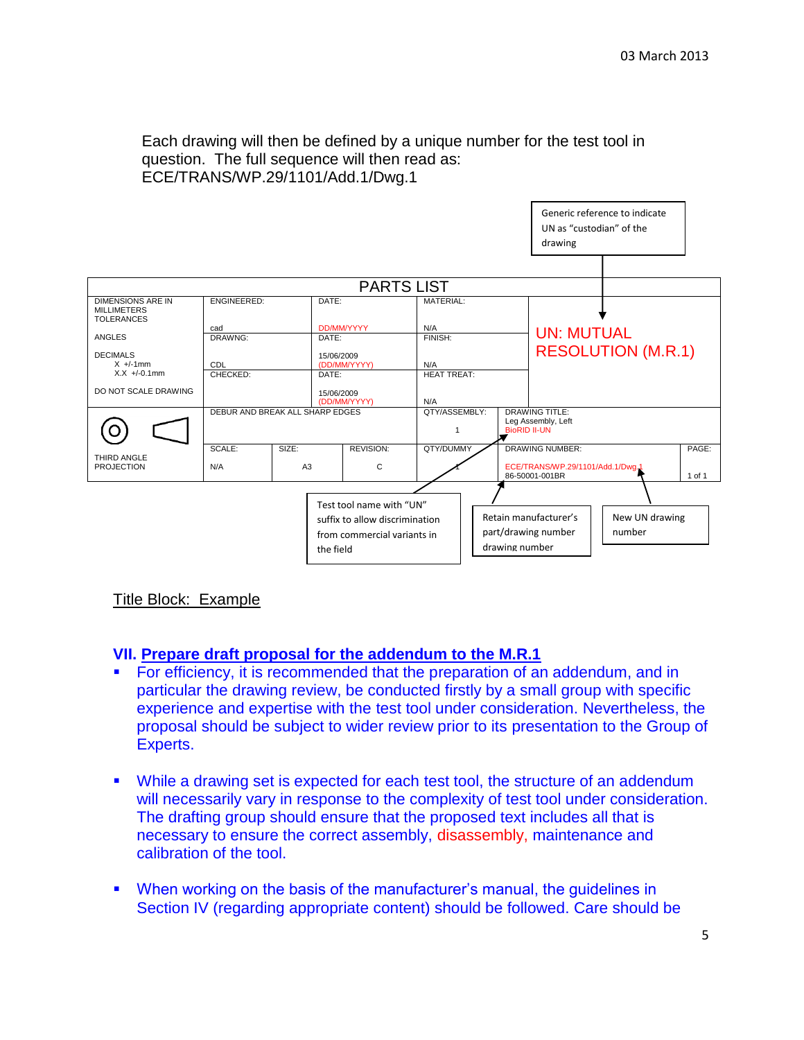Each drawing will then be defined by a unique number for the test tool in question. The full sequence will then read as: ECE/TRANS/WP.29/1101/Add.1/Dwg.1

Generic reference to indicate UN as "custodian" of the drawing

| PARTS LIST | | | | | | | | |
|---|---|---|---|---|---|---|---|---|
| DIMENSIONS ARE IN MILLIMETERS TOLERANCES | ENGINEERED: cad | | DATE: DD/MM/YYYY | MATERIAL: N/A | | UN: MUTUAL RESOLUTION (M.R.1) | | |
| ANGLES | DRAWNG: CDL | | DATE: 15/06/2009 (DD/MM/YYYY) | FINISH: N/A | | | | |
| DECIMALS X +/-1mm X.X +/-0.1mm DO NOT SCALE DRAWING | CHECKED: | | DATE: 15/06/2009 (DD/MM/YYYY) | HEAT TREAT: N/A | | | | |
| THIRD ANGLE PROJECTION | DEBUR AND BREAK ALL SHARP EDGES | | | QTY/ASSEMBLY: 1 | DRAWING TITLE: Leg Assembly, Left BioRID II-UN | | | |
| | SCALE: N/A | SIZE: A3 | REVISION: C | QTY/DUMMY: 1 | DRAWING NUMBER: ECE/TRANS/WP.29/1101/Add.1/Dwg.1 86-50001-001BR | | PAGE: 1 of 1 | |

Test tool name with "UN" suffix to allow discrimination from commercial variants in the field

Retain manufacturer's part/drawing number drawing number

New UN drawing number

Title Block: Example

## VII. Prepare draft proposal for the addendum to the M.R.1

- For efficiency, it is recommended that the preparation of an addendum, and in particular the drawing review, be conducted firstly by a small group with specific experience and expertise with the test tool under consideration. Nevertheless, the proposal should be subject to wider review prior to its presentation to the Group of Experts.

- While a drawing set is expected for each test tool, the structure of an addendum will necessarily vary in response to the complexity of test tool under consideration. The drafting group should ensure that the proposed text includes all that is necessary to ensure the correct assembly, disassembly, maintenance and calibration of the tool.

- When working on the basis of the manufacturer's manual, the guidelines in Section IV (regarding appropriate content) should be followed. Care should be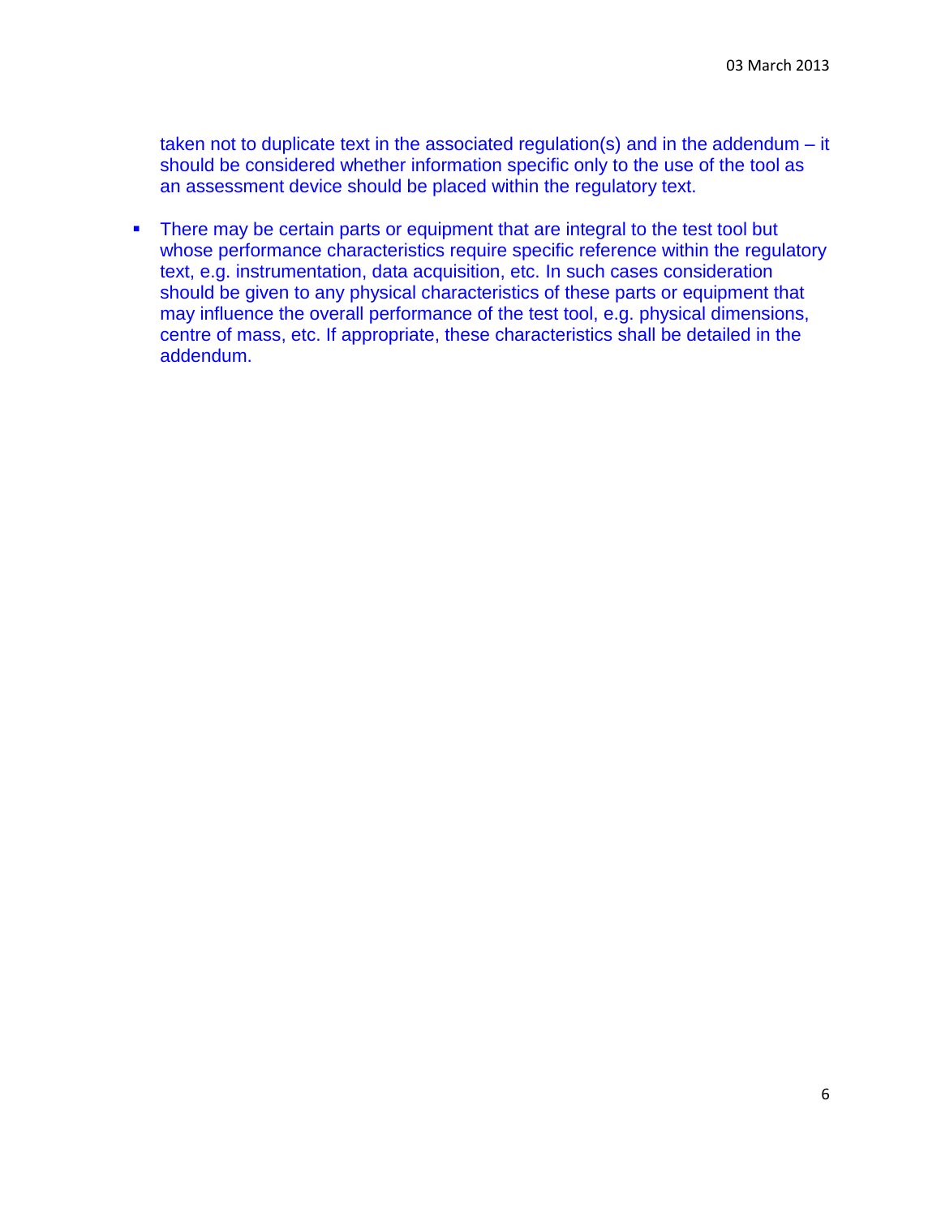taken not to duplicate text in the associated regulation(s) and in the addendum – it should be considered whether information specific only to the use of the tool as an assessment device should be placed within the regulatory text.

- There may be certain parts or equipment that are integral to the test tool but whose performance characteristics require specific reference within the regulatory text, e.g. instrumentation, data acquisition, etc. In such cases consideration should be given to any physical characteristics of these parts or equipment that may influence the overall performance of the test tool, e.g. physical dimensions, centre of mass, etc. If appropriate, these characteristics shall be detailed in the addendum.